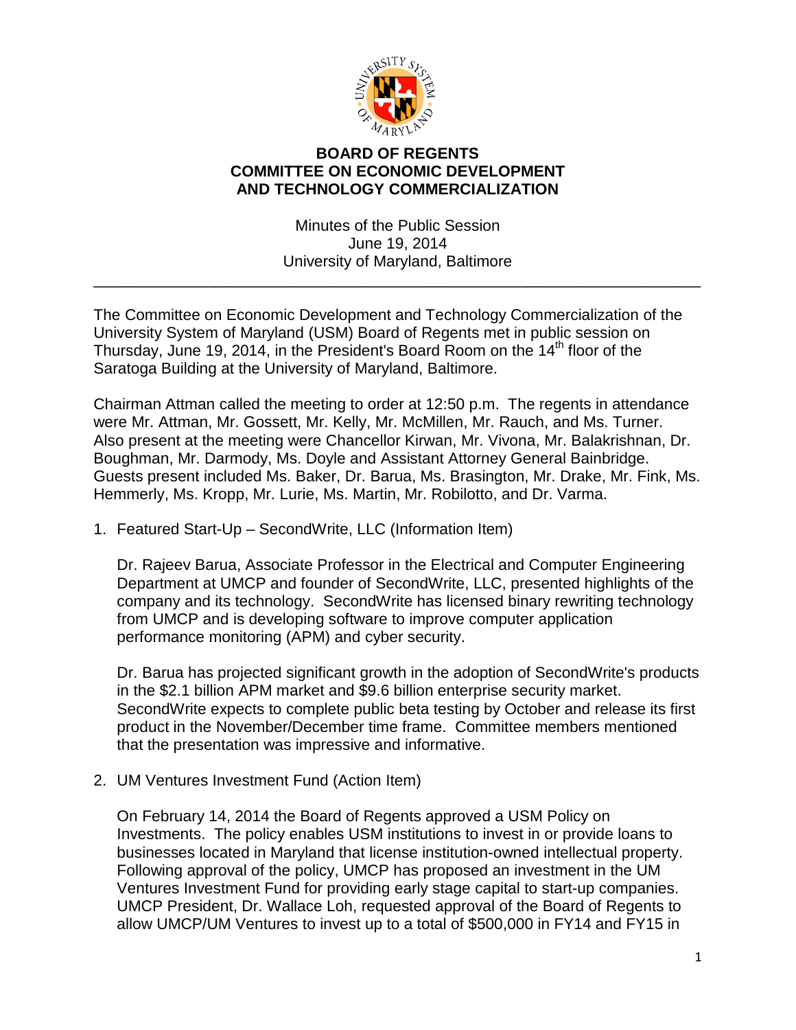# BOARD OF REGENTS
# COMMITTEE ON ECONOMIC DEVELOPMENT AND TECHNOLOGY COMMERCIALIZATION

Minutes of the Public Session
June 19, 2014
University of Maryland, Baltimore

---

The Committee on Economic Development and Technology Commercialization of the University System of Maryland (USM) Board of Regents met in public session on Thursday, June 19, 2014, in the President's Board Room on the 14th floor of the Saratoga Building at the University of Maryland, Baltimore.

Chairman Attman called the meeting to order at 12:50 p.m. The regents in attendance were Mr. Attman, Mr. Gossett, Mr. Kelly, Mr. McMillen, Mr. Rauch, and Ms. Turner. Also present at the meeting were Chancellor Kirwan, Mr. Vivona, Mr. Balakrishnan, Dr. Boughman, Mr. Darmody, Ms. Doyle and Assistant Attorney General Bainbridge. Guests present included Ms. Baker, Dr. Barua, Ms. Brasington, Mr. Drake, Mr. Fink, Ms. Hemmerly, Ms. Kropp, Mr. Lurie, Ms. Martin, Mr. Robilotto, and Dr. Varma.

1. Featured Start-Up – SecondWrite, LLC (Information Item)

   Dr. Rajeev Barua, Associate Professor in the Electrical and Computer Engineering Department at UMCP and founder of SecondWrite, LLC, presented highlights of the company and its technology. SecondWrite has licensed binary rewriting technology from UMCP and is developing software to improve computer application performance monitoring (APM) and cyber security.

   Dr. Barua has projected significant growth in the adoption of SecondWrite's products in the $2.1 billion APM market and $9.6 billion enterprise security market. SecondWrite expects to complete public beta testing by October and release its first product in the November/December time frame. Committee members mentioned that the presentation was impressive and informative.

2. UM Ventures Investment Fund (Action Item)

   On February 14, 2014 the Board of Regents approved a USM Policy on Investments. The policy enables USM institutions to invest in or provide loans to businesses located in Maryland that license institution-owned intellectual property. Following approval of the policy, UMCP has proposed an investment in the UM Ventures Investment Fund for providing early stage capital to start-up companies. UMCP President, Dr. Wallace Loh, requested approval of the Board of Regents to allow UMCP/UM Ventures to invest up to a total of $500,000 in FY14 and FY15 in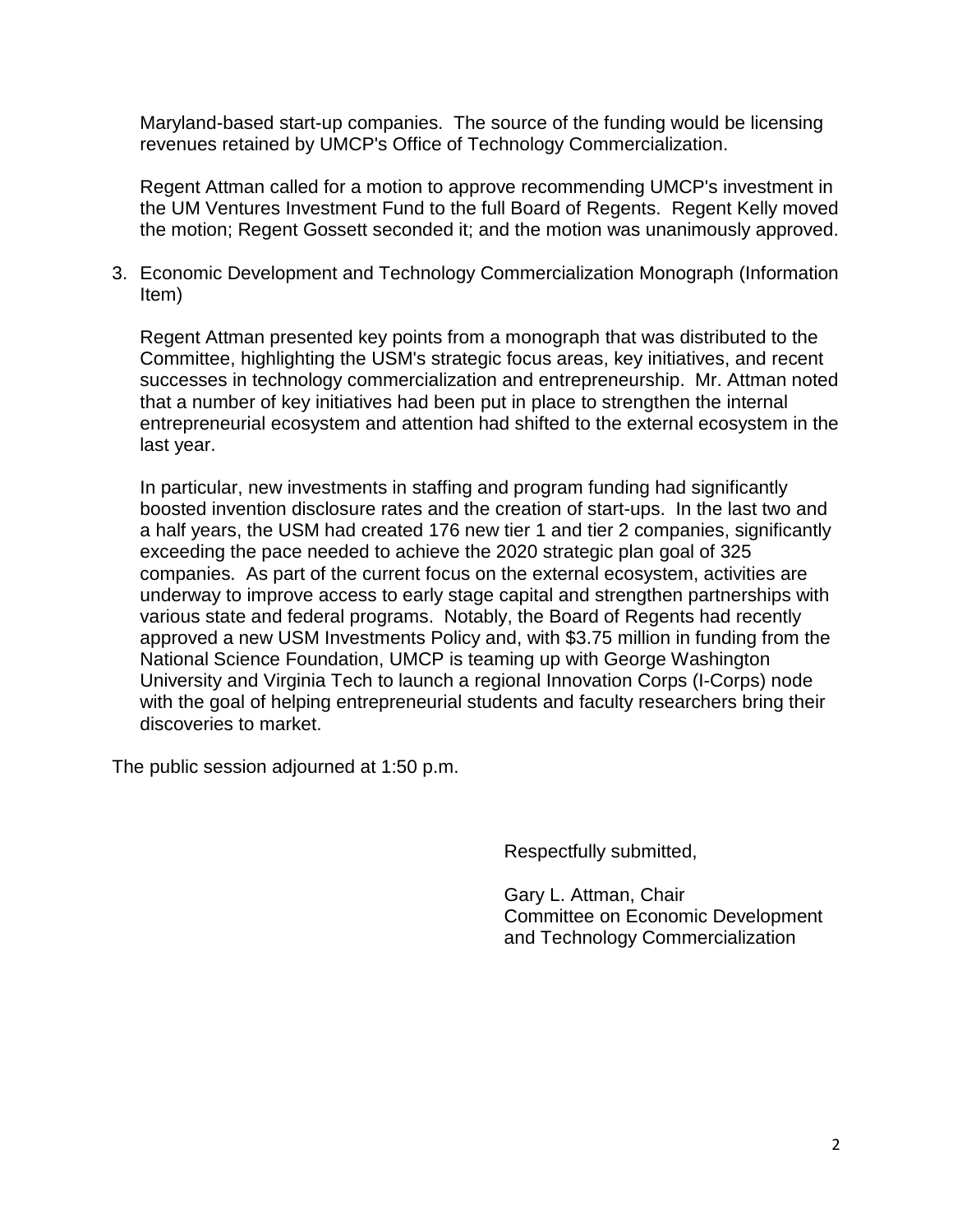Maryland-based start-up companies. The source of the funding would be licensing revenues retained by UMCP's Office of Technology Commercialization.

Regent Attman called for a motion to approve recommending UMCP's investment in the UM Ventures Investment Fund to the full Board of Regents. Regent Kelly moved the motion; Regent Gossett seconded it; and the motion was unanimously approved.

3. Economic Development and Technology Commercialization Monograph (Information Item)

   Regent Attman presented key points from a monograph that was distributed to the Committee, highlighting the USM's strategic focus areas, key initiatives, and recent successes in technology commercialization and entrepreneurship. Mr. Attman noted that a number of key initiatives had been put in place to strengthen the internal entrepreneurial ecosystem and attention had shifted to the external ecosystem in the last year.

   In particular, new investments in staffing and program funding had significantly boosted invention disclosure rates and the creation of start-ups. In the last two and a half years, the USM had created 176 new tier 1 and tier 2 companies, significantly exceeding the pace needed to achieve the 2020 strategic plan goal of 325 companies. As part of the current focus on the external ecosystem, activities are underway to improve access to early stage capital and strengthen partnerships with various state and federal programs. Notably, the Board of Regents had recently approved a new USM Investments Policy and, with $3.75 million in funding from the National Science Foundation, UMCP is teaming up with George Washington University and Virginia Tech to launch a regional Innovation Corps (I-Corps) node with the goal of helping entrepreneurial students and faculty researchers bring their discoveries to market.

The public session adjourned at 1:50 p.m.

Respectfully submitted,

Gary L. Attman, Chair
Committee on Economic Development
and Technology Commercialization